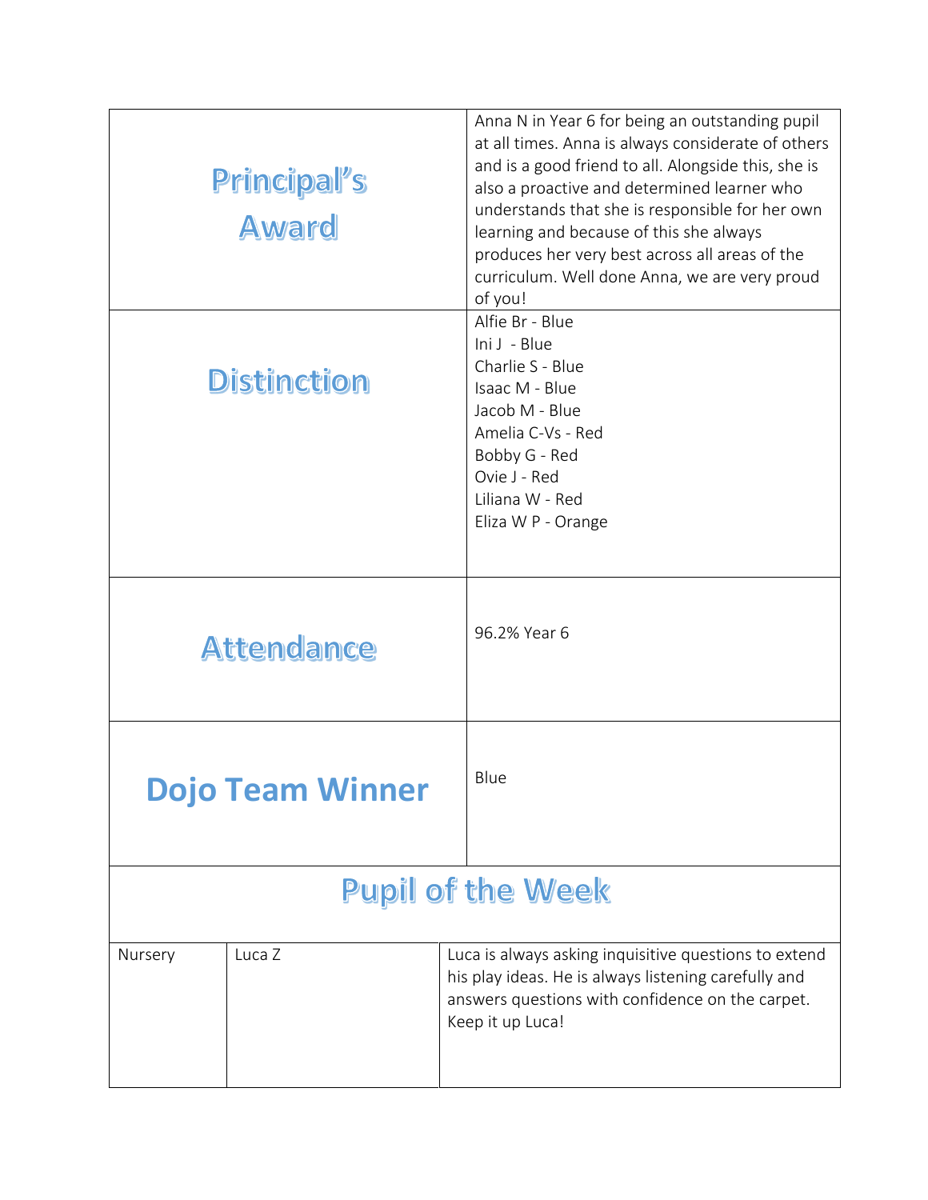| | |
|---|---|
| **Principal's Award** | Anna N in Year 6 for being an outstanding pupil at all times. Anna is always considerate of others and is a good friend to all. Alongside this, she is also a proactive and determined learner who understands that she is responsible for her own learning and because of this she always produces her very best across all areas of the curriculum. Well done Anna, we are very proud of you! |
| **Distinction** | Alfie Br - Blue<br>Ini J - Blue<br>Charlie S - Blue<br>Isaac M - Blue<br>Jacob M - Blue<br>Amelia C-Vs - Red<br>Bobby G - Red<br>Ovie J - Red<br>Liliana W - Red<br>Eliza W P - Orange |
| **Attendance** | 96.2% Year 6 |
| **Dojo Team Winner** | Blue |

## Pupil of the Week

| | | |
|---|---|---|
| Nursery | Luca Z | Luca is always asking inquisitive questions to extend his play ideas. He is always listening carefully and answers questions with confidence on the carpet. Keep it up Luca! |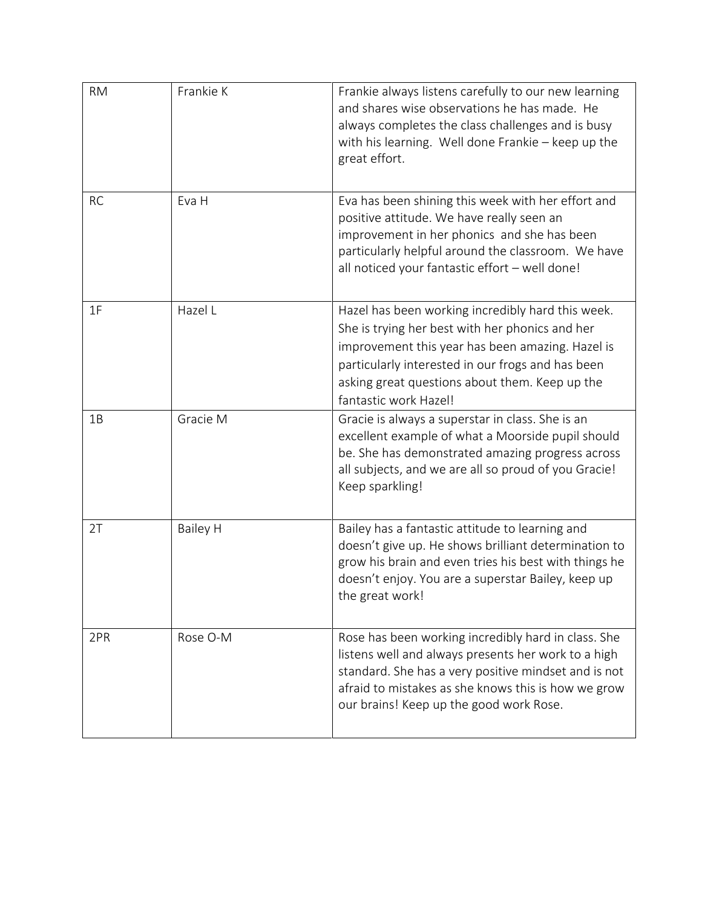| RM | Frankie K | Frankie always listens carefully to our new learning and shares wise observations he has made. He always completes the class challenges and is busy with his learning. Well done Frankie – keep up the great effort. |
|---|---|---|
| RC | Eva H | Eva has been shining this week with her effort and positive attitude. We have really seen an improvement in her phonics and she has been particularly helpful around the classroom. We have all noticed your fantastic effort – well done! |
| 1F | Hazel L | Hazel has been working incredibly hard this week. She is trying her best with her phonics and her improvement this year has been amazing. Hazel is particularly interested in our frogs and has been asking great questions about them. Keep up the fantastic work Hazel! |
| 1B | Gracie M | Gracie is always a superstar in class. She is an excellent example of what a Moorside pupil should be. She has demonstrated amazing progress across all subjects, and we are all so proud of you Gracie! Keep sparkling! |
| 2T | Bailey H | Bailey has a fantastic attitude to learning and doesn't give up. He shows brilliant determination to grow his brain and even tries his best with things he doesn't enjoy. You are a superstar Bailey, keep up the great work! |
| 2PR | Rose O-M | Rose has been working incredibly hard in class. She listens well and always presents her work to a high standard. She has a very positive mindset and is not afraid to mistakes as she knows this is how we grow our brains! Keep up the good work Rose. |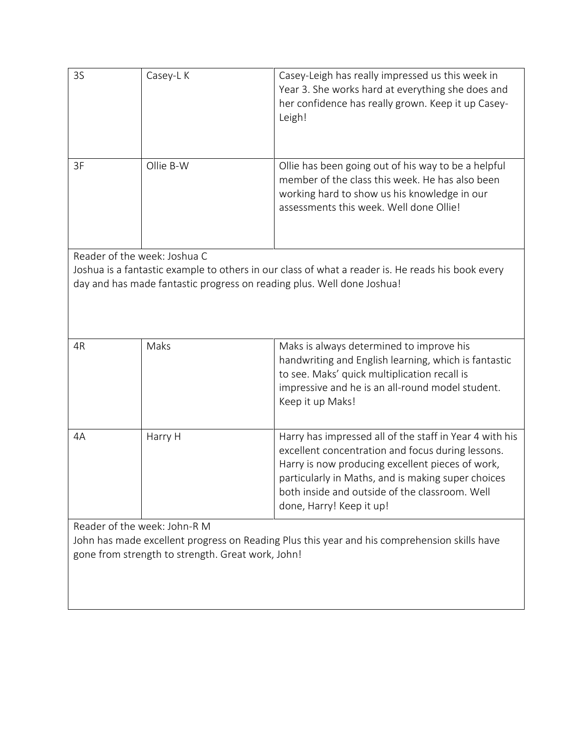| | | |
|---|---|---|
| 3S | Casey-L K | Casey-Leigh has really impressed us this week in Year 3. She works hard at everything she does and her confidence has really grown. Keep it up Casey-Leigh! |
| 3F | Ollie B-W | Ollie has been going out of his way to be a helpful member of the class this week. He has also been working hard to show us his knowledge in our assessments this week. Well done Ollie! |
| Reader of the week: Joshua C<br>Joshua is a fantastic example to others in our class of what a reader is. He reads his book every day and has made fantastic progress on reading plus. Well done Joshua! | | |
| 4R | Maks | Maks is always determined to improve his handwriting and English learning, which is fantastic to see. Maks' quick multiplication recall is impressive and he is an all-round model student. Keep it up Maks! |
| 4A | Harry H | Harry has impressed all of the staff in Year 4 with his excellent concentration and focus during lessons. Harry is now producing excellent pieces of work, particularly in Maths, and is making super choices both inside and outside of the classroom. Well done, Harry! Keep it up! |
| Reader of the week: John-R M<br>John has made excellent progress on Reading Plus this year and his comprehension skills have gone from strength to strength. Great work, John! | | |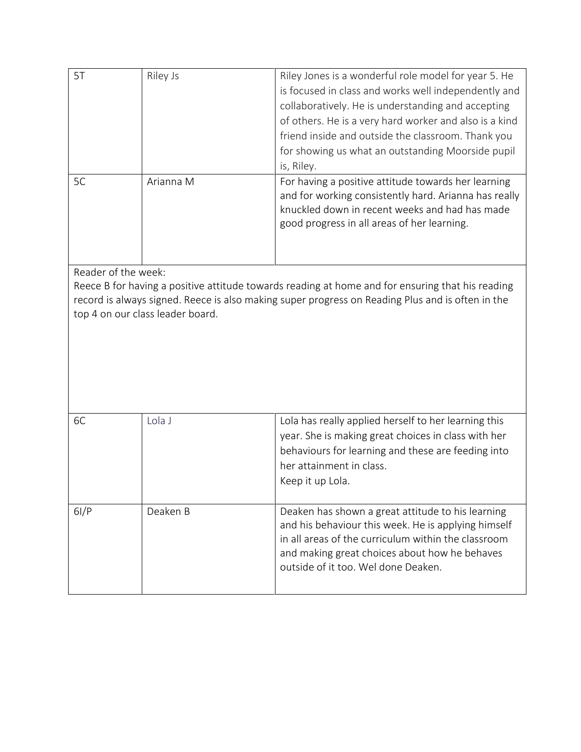| | | |
|---|---|---|
| 5T | Riley Js | Riley Jones is a wonderful role model for year 5. He is focused in class and works well independently and collaboratively. He is understanding and accepting of others. He is a very hard worker and also is a kind friend inside and outside the classroom. Thank you for showing us what an outstanding Moorside pupil is, Riley. |
| 5C | Arianna M | For having a positive attitude towards her learning and for working consistently hard. Arianna has really knuckled down in recent weeks and had has made good progress in all areas of her learning. |

Reader of the week:
Reece B for having a positive attitude towards reading at home and for ensuring that his reading record is always signed. Reece is also making super progress on Reading Plus and is often in the top 4 on our class leader board.

| | | |
|---|---|---|
| 6C | Lola J | Lola has really applied herself to her learning this year. She is making great choices in class with her behaviours for learning and these are feeding into her attainment in class. Keep it up Lola. |
| 6I/P | Deaken B | Deaken has shown a great attitude to his learning and his behaviour this week. He is applying himself in all areas of the curriculum within the classroom and making great choices about how he behaves outside of it too. Wel done Deaken. |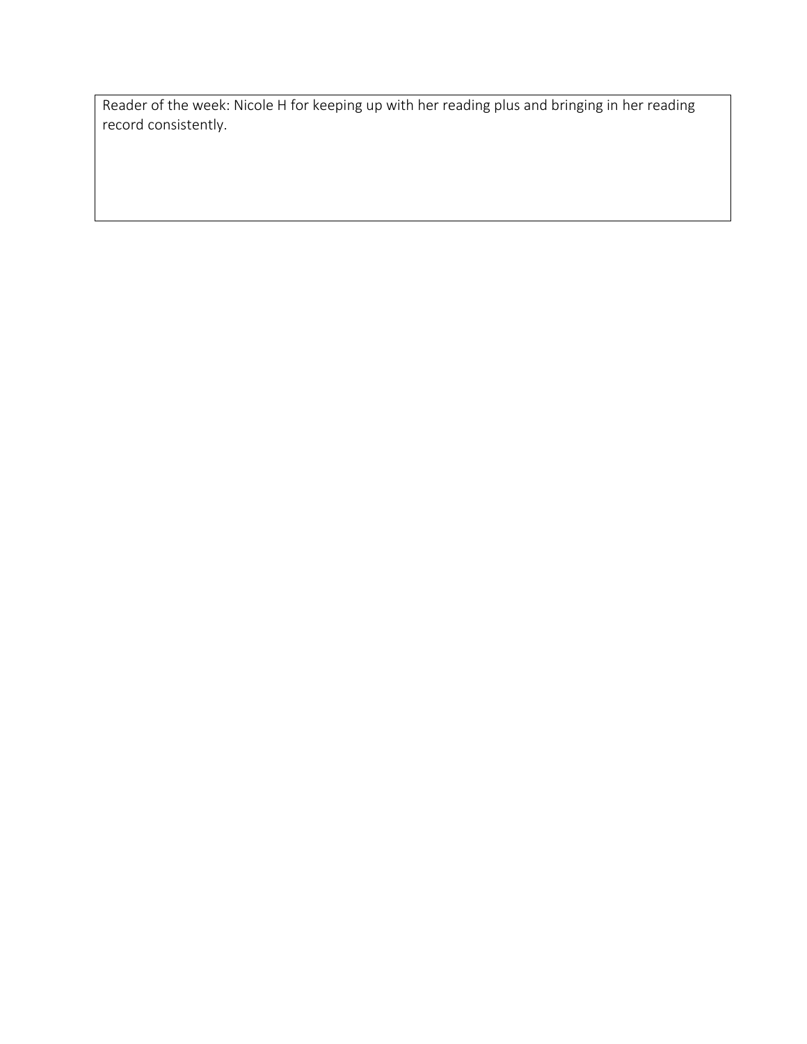Reader of the week: Nicole H for keeping up with her reading plus and bringing in her reading record consistently.